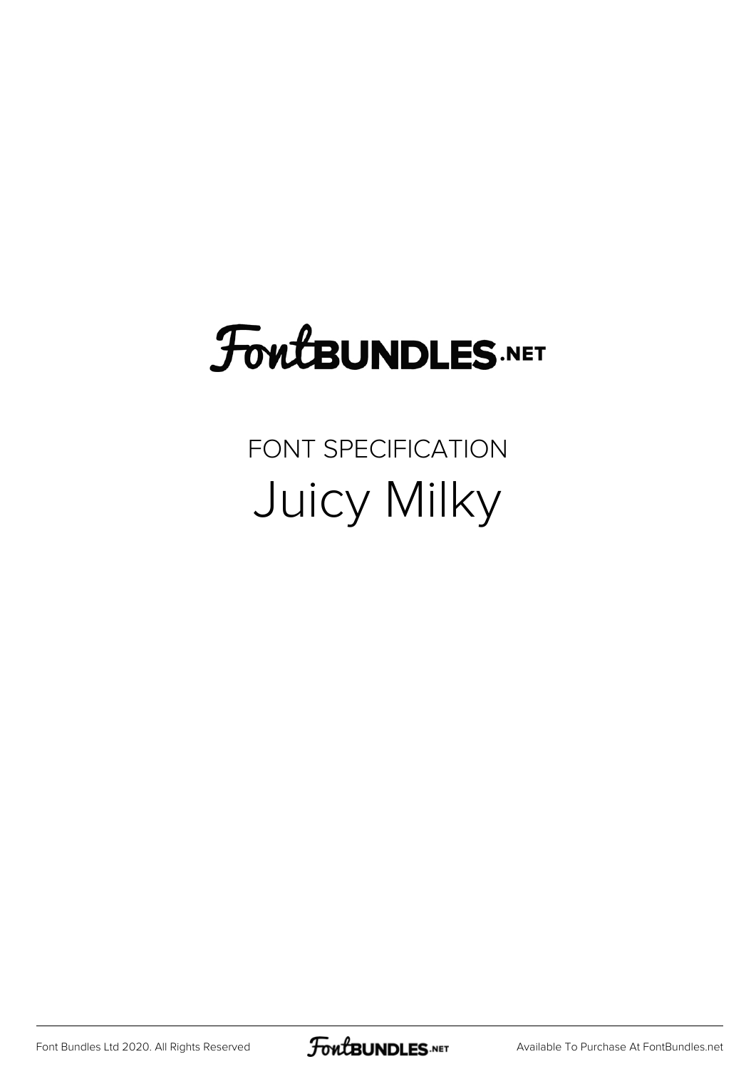FontBUNDLES.NET

FONT SPECIFICATION

# Juicy Milky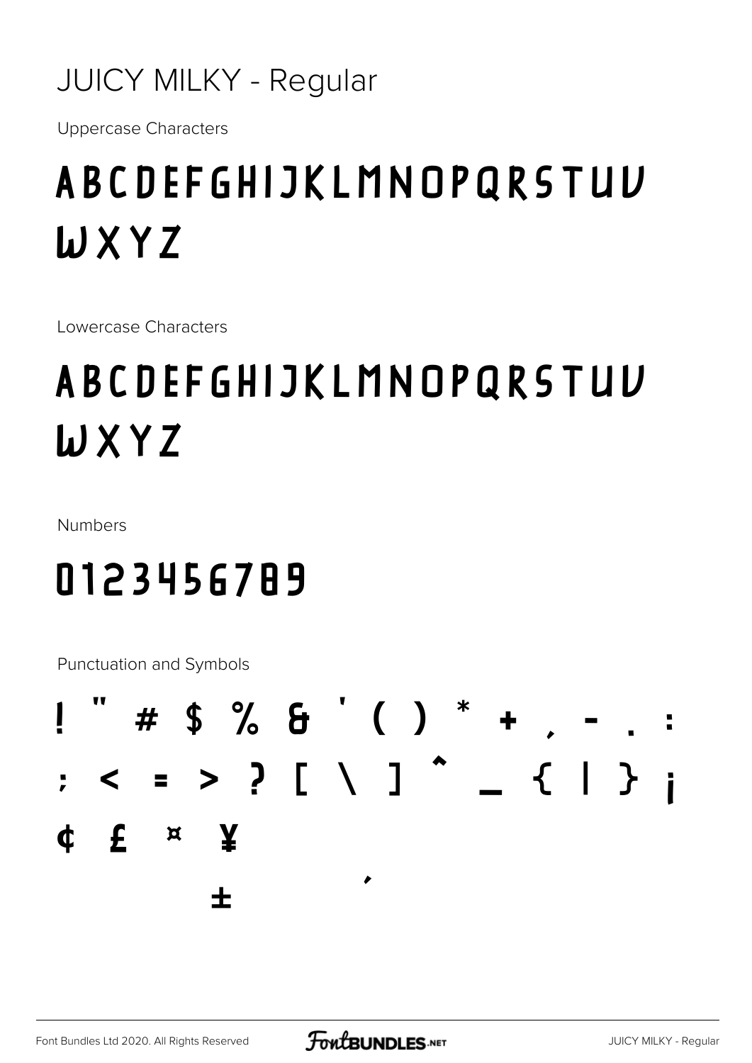JUICY MILKY - Regular

Uppercase Characters

# ABCDEFGHIJKLMNOPQRSTUV WXYZ

Lowercase Characters

# ABCDEFGHIJKLMNOPQRSTUV WXYZ

Numbers

# 0123456789

Punctuation and Symbols

# ! " # $ % & ' ( ) * + , - . :

# ; < = > ? [ \ ] ^ _ { | } ¡

# ¢ £ ¤ ¥

# ´ ±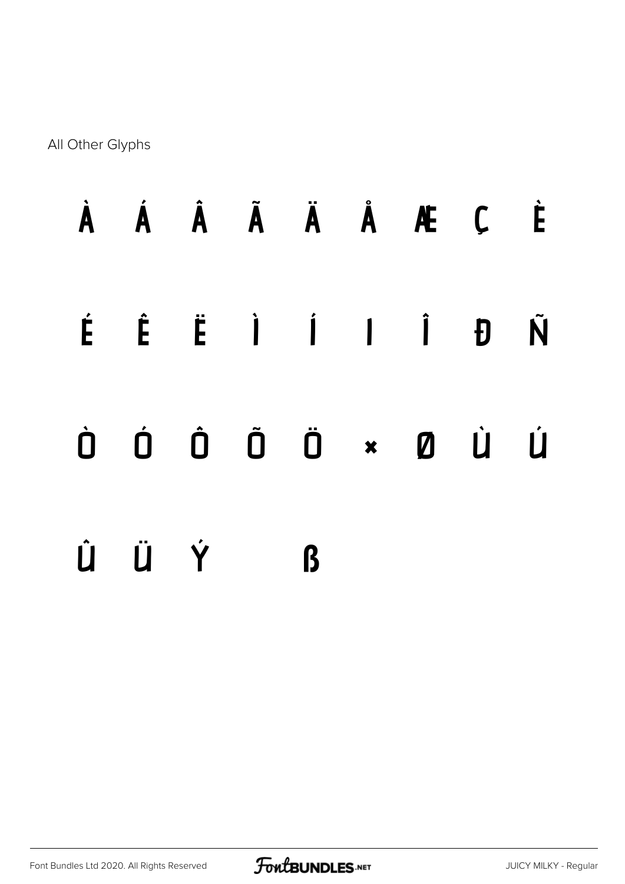All Other Glyphs

À Á Â Ã Ä Å Æ Ç È

É Ê Ë Ì Í Ï Î Ð Ñ

Ò Ó Ô Õ Ö × Ø Ù Ú

Û Ü Ý ß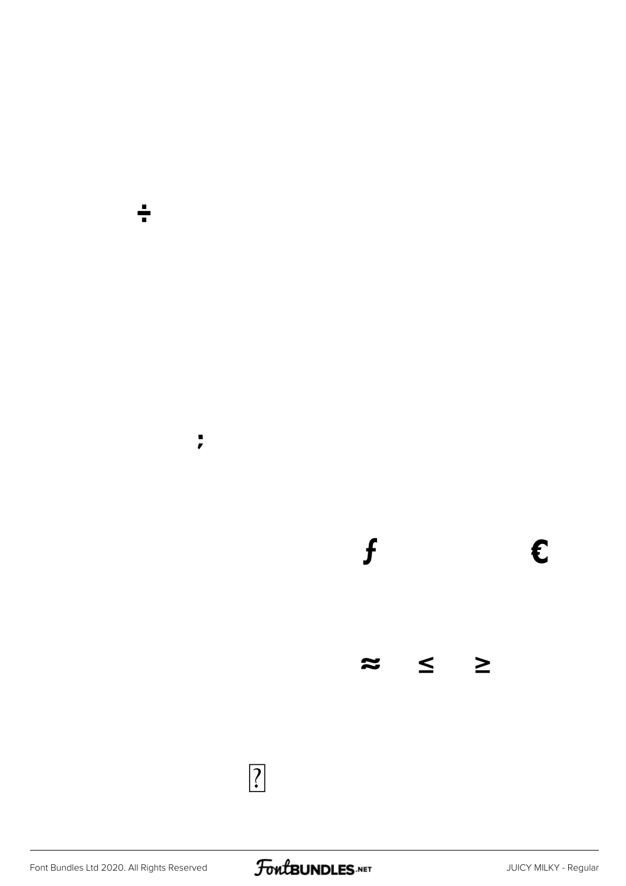÷

;

ƒ €

≈ ≤ ≥

?